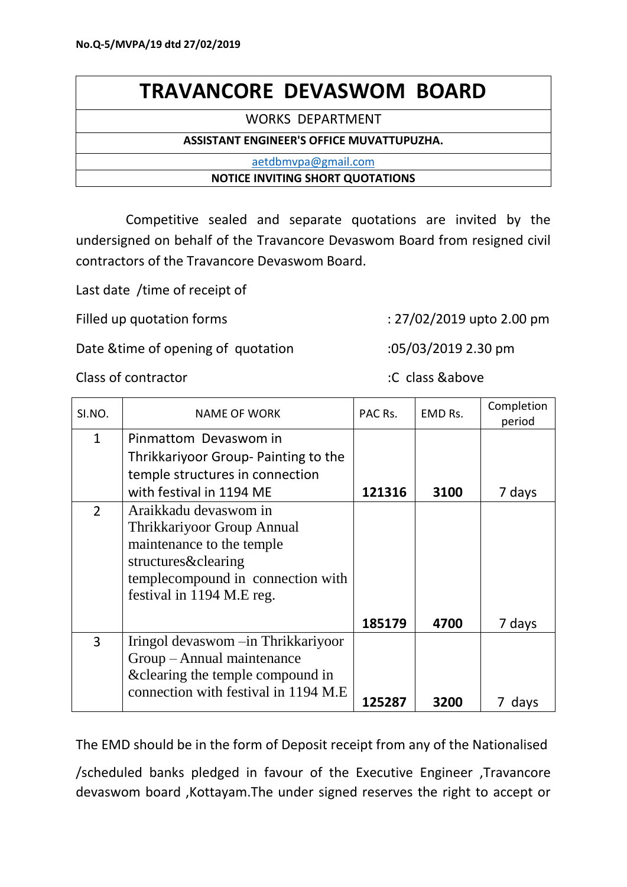**No.Q-5/MVPA/19 dtd 27/02/2019**

# TRAVANCORE DEVASWOM BOARD

WORKS DEPARTMENT

**ASSISTANT ENGINEER'S OFFICE MUVATTUPUZHA.**

aetdbmvpa@gmail.com

**NOTICE INVITING SHORT QUOTATIONS**

Competitive sealed and separate quotations are invited by the undersigned on behalf of the Travancore Devaswom Board from resigned civil contractors of the Travancore Devaswom Board.

Last date /time of receipt of

Filled up quotation forms : 27/02/2019 upto 2.00 pm

Date &time of opening of quotation :05/03/2019 2.30 pm

Class of contractor :C class &above

| SI.NO. | NAME OF WORK | PAC Rs. | EMD Rs. | Completion period |
|---|---|---|---|---|
| 1 | Pinmattom Devaswom in Thrikkariyoor Group- Painting to the temple structures in connection with festival in 1194 ME | **121316** | **3100** | 7 days |
| 2 | Araikkadu devaswom in Thrikkariyoor Group Annual maintenance to the temple structures&clearing templecompound in connection with festival in 1194 M.E reg. | **185179** | **4700** | 7 days |
| 3 | Iringol devaswom –in Thrikkariyoor Group – Annual maintenance &clearing the temple compound in connection with festival in 1194 M.E | **125287** | **3200** | 7 days |

The EMD should be in the form of Deposit receipt from any of the Nationalised /scheduled banks pledged in favour of the Executive Engineer ,Travancore devaswom board ,Kottayam.The under signed reserves the right to accept or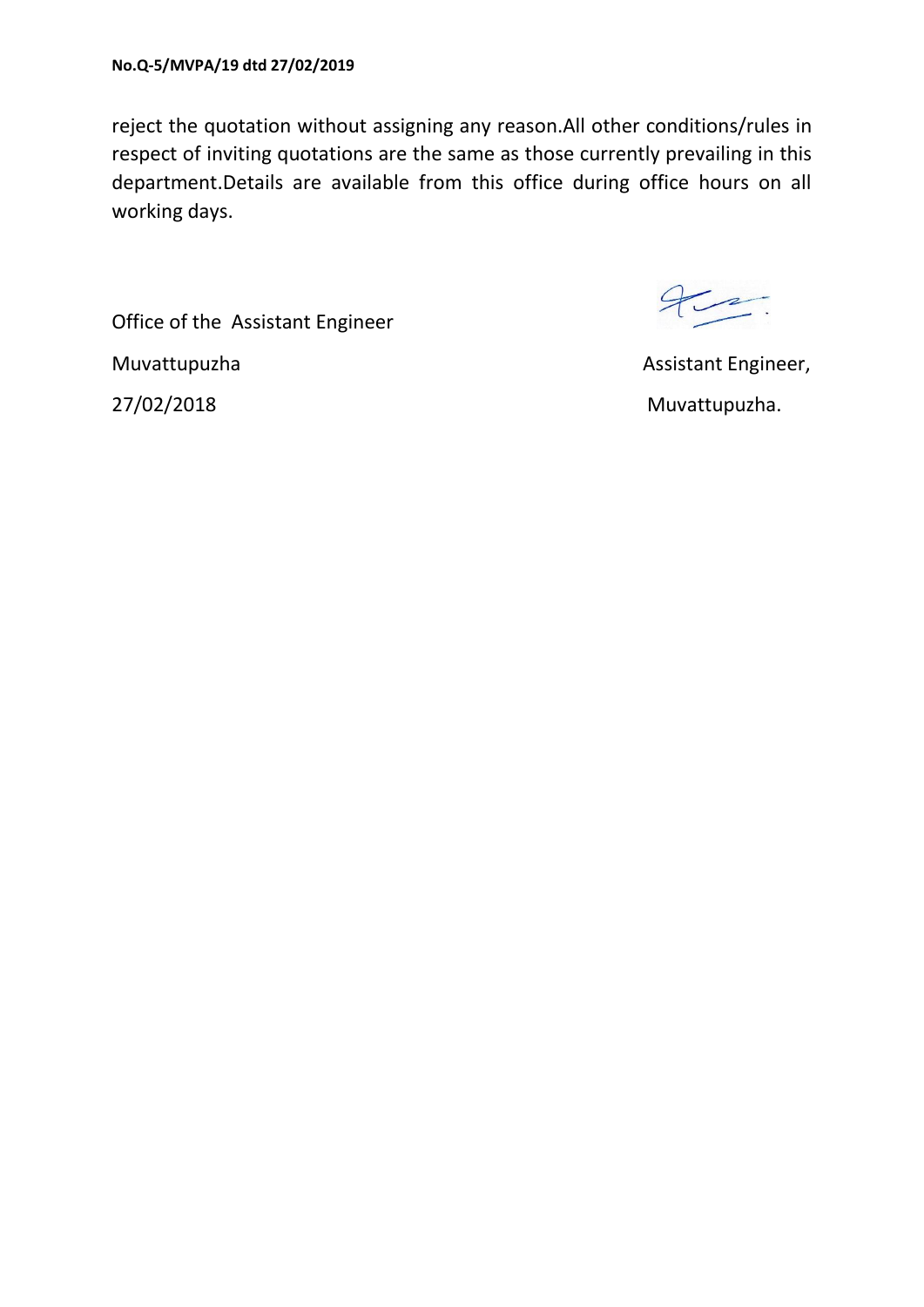reject the quotation without assigning any reason.All other conditions/rules in respect of inviting quotations are the same as those currently prevailing in this department.Details are available from this office during office hours on all working days.

Office of the Assistant Engineer
Muvattupuzha
27/02/2018

Assistant Engineer,
Muvattupuzha.